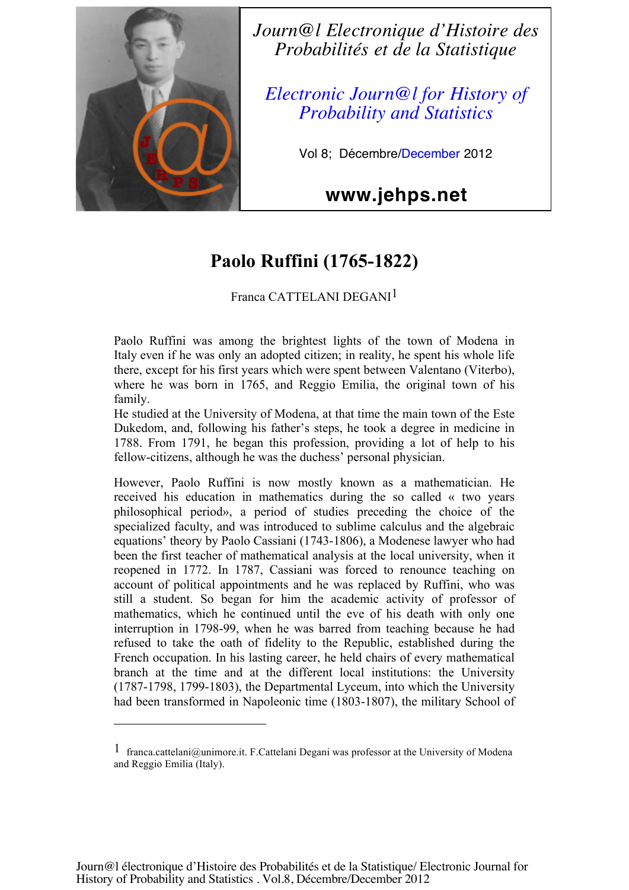Journ@l Electronique d'Histoire des Probabilités et de la Statistique

Electronic Journ@l for History of Probability and Statistics

Vol 8; Décembre/December 2012

www.jehps.net

# Paolo Ruffini (1765-1822)

Franca CATTELANI DEGANI[1]

Paolo Ruffini was among the brightest lights of the town of Modena in Italy even if he was only an adopted citizen; in reality, he spent his whole life there, except for his first years which were spent between Valentano (Viterbo), where he was born in 1765, and Reggio Emilia, the original town of his family.
He studied at the University of Modena, at that time the main town of the Este Dukedom, and, following his father's steps, he took a degree in medicine in 1788. From 1791, he began this profession, providing a lot of help to his fellow-citizens, although he was the duchess' personal physician.

However, Paolo Ruffini is now mostly known as a mathematician. He received his education in mathematics during the so called « two years philosophical period», a period of studies preceding the choice of the specialized faculty, and was introduced to sublime calculus and the algebraic equations' theory by Paolo Cassiani (1743-1806), a Modenese lawyer who had been the first teacher of mathematical analysis at the local university, when it reopened in 1772. In 1787, Cassiani was forced to renounce teaching on account of political appointments and he was replaced by Ruffini, who was still a student. So began for him the academic activity of professor of mathematics, which he continued until the eve of his death with only one interruption in 1798-99, when he was barred from teaching because he had refused to take the oath of fidelity to the Republic, established during the French occupation. In his lasting career, he held chairs of every mathematical branch at the time and at the different local institutions: the University (1787-1798, 1799-1803), the Departmental Lyceum, into which the University had been transformed in Napoleonic time (1803-1807), the military School of

[1] franca.cattelani@unimore.it. F.Cattelani Degani was professor at the University of Modena and Reggio Emilia (Italy).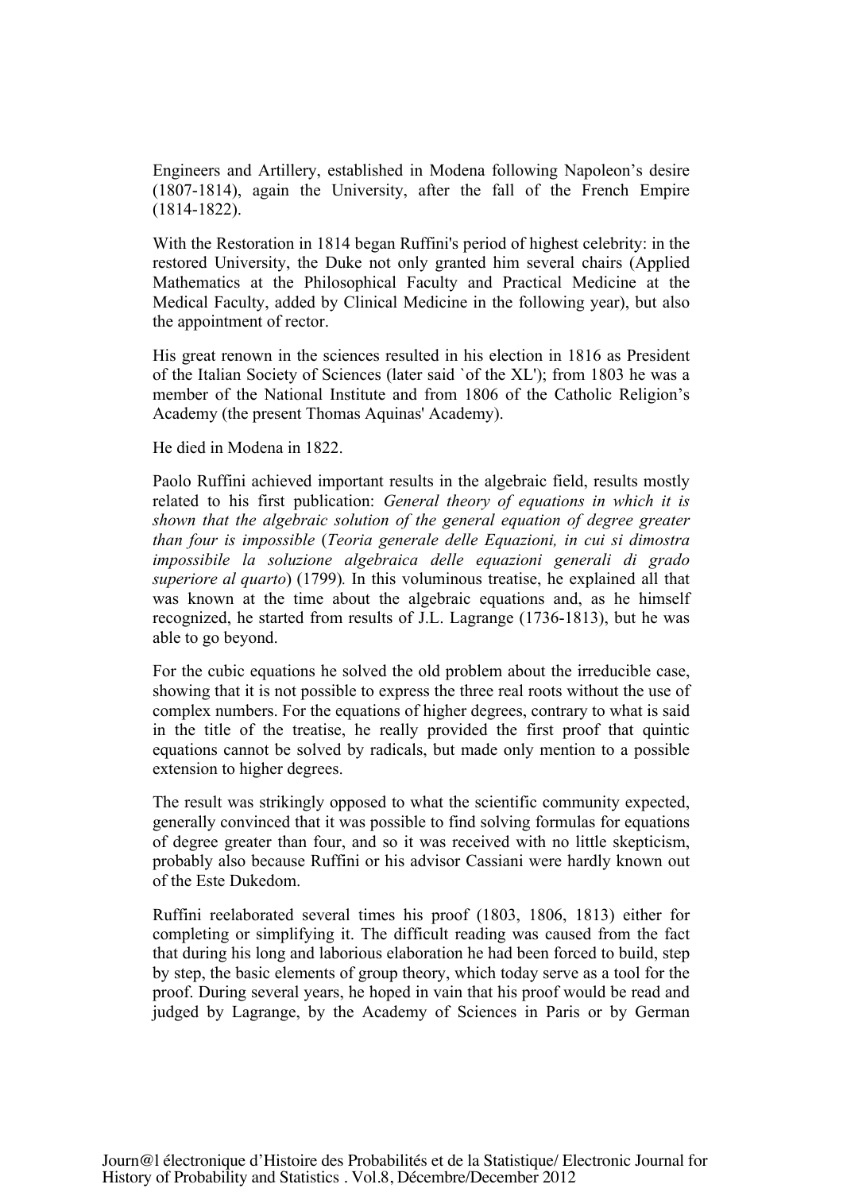Engineers and Artillery, established in Modena following Napoleon's desire (1807-1814), again the University, after the fall of the French Empire (1814-1822).

With the Restoration in 1814 began Ruffini's period of highest celebrity: in the restored University, the Duke not only granted him several chairs (Applied Mathematics at the Philosophical Faculty and Practical Medicine at the Medical Faculty, added by Clinical Medicine in the following year), but also the appointment of rector.

His great renown in the sciences resulted in his election in 1816 as President of the Italian Society of Sciences (later said `of the XL'); from 1803 he was a member of the National Institute and from 1806 of the Catholic Religion's Academy (the present Thomas Aquinas' Academy).

He died in Modena in 1822.

Paolo Ruffini achieved important results in the algebraic field, results mostly related to his first publication: *General theory of equations in which it is shown that the algebraic solution of the general equation of degree greater than four is impossible* (*Teoria generale delle Equazioni, in cui si dimostra impossibile la soluzione algebraica delle equazioni generali di grado superiore al quarto*) (1799)*.* In this voluminous treatise, he explained all that was known at the time about the algebraic equations and, as he himself recognized, he started from results of J.L. Lagrange (1736-1813), but he was able to go beyond.

For the cubic equations he solved the old problem about the irreducible case, showing that it is not possible to express the three real roots without the use of complex numbers. For the equations of higher degrees, contrary to what is said in the title of the treatise, he really provided the first proof that quintic equations cannot be solved by radicals, but made only mention to a possible extension to higher degrees.

The result was strikingly opposed to what the scientific community expected, generally convinced that it was possible to find solving formulas for equations of degree greater than four, and so it was received with no little skepticism, probably also because Ruffini or his advisor Cassiani were hardly known out of the Este Dukedom.

Ruffini reelaborated several times his proof (1803, 1806, 1813) either for completing or simplifying it. The difficult reading was caused from the fact that during his long and laborious elaboration he had been forced to build, step by step, the basic elements of group theory, which today serve as a tool for the proof. During several years, he hoped in vain that his proof would be read and judged by Lagrange, by the Academy of Sciences in Paris or by German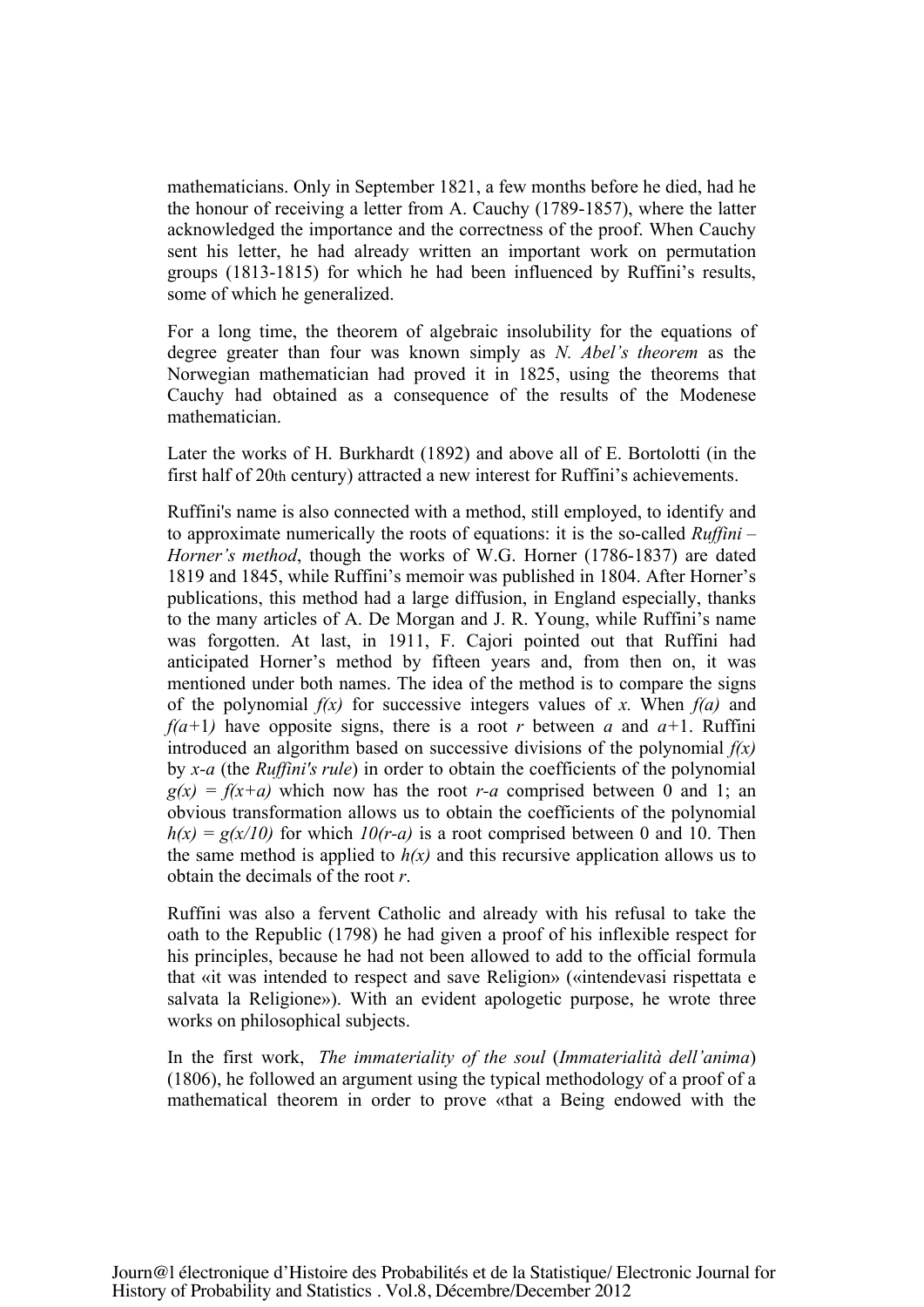mathematicians. Only in September 1821, a few months before he died, had he the honour of receiving a letter from A. Cauchy (1789-1857), where the latter acknowledged the importance and the correctness of the proof. When Cauchy sent his letter, he had already written an important work on permutation groups (1813-1815) for which he had been influenced by Ruffini's results, some of which he generalized.

For a long time, the theorem of algebraic insolubility for the equations of degree greater than four was known simply as *N. Abel's theorem* as the Norwegian mathematician had proved it in 1825, using the theorems that Cauchy had obtained as a consequence of the results of the Modenese mathematician.

Later the works of H. Burkhardt (1892) and above all of E. Bortolotti (in the first half of 20th century) attracted a new interest for Ruffini's achievements.

Ruffini's name is also connected with a method, still employed, to identify and to approximate numerically the roots of equations: it is the so-called *Ruffini – Horner's method*, though the works of W.G. Horner (1786-1837) are dated 1819 and 1845, while Ruffini's memoir was published in 1804. After Horner's publications, this method had a large diffusion, in England especially, thanks to the many articles of A. De Morgan and J. R. Young, while Ruffini's name was forgotten. At last, in 1911, F. Cajori pointed out that Ruffini had anticipated Horner's method by fifteen years and, from then on, it was mentioned under both names. The idea of the method is to compare the signs of the polynomial $f(x)$ for successive integers values of $x$. When $f(a)$ and $f(a+1)$ have opposite signs, there is a root $r$ between $a$ and $a+1$. Ruffini introduced an algorithm based on successive divisions of the polynomial $f(x)$ by $x-a$ (the *Ruffini's rule*) in order to obtain the coefficients of the polynomial $g(x) = f(x+a)$ which now has the root $r-a$ comprised between 0 and 1; an obvious transformation allows us to obtain the coefficients of the polynomial $h(x) = g(x/10)$ for which $10(r-a)$ is a root comprised between 0 and 10. Then the same method is applied to $h(x)$ and this recursive application allows us to obtain the decimals of the root $r$.

Ruffini was also a fervent Catholic and already with his refusal to take the oath to the Republic (1798) he had given a proof of his inflexible respect for his principles, because he had not been allowed to add to the official formula that «it was intended to respect and save Religion» («intendevasi rispettata e salvata la Religione»). With an evident apologetic purpose, he wrote three works on philosophical subjects.

In the first work, *The immateriality of the soul* (*Immaterialità dell'anima*) (1806), he followed an argument using the typical methodology of a proof of a mathematical theorem in order to prove «that a Being endowed with the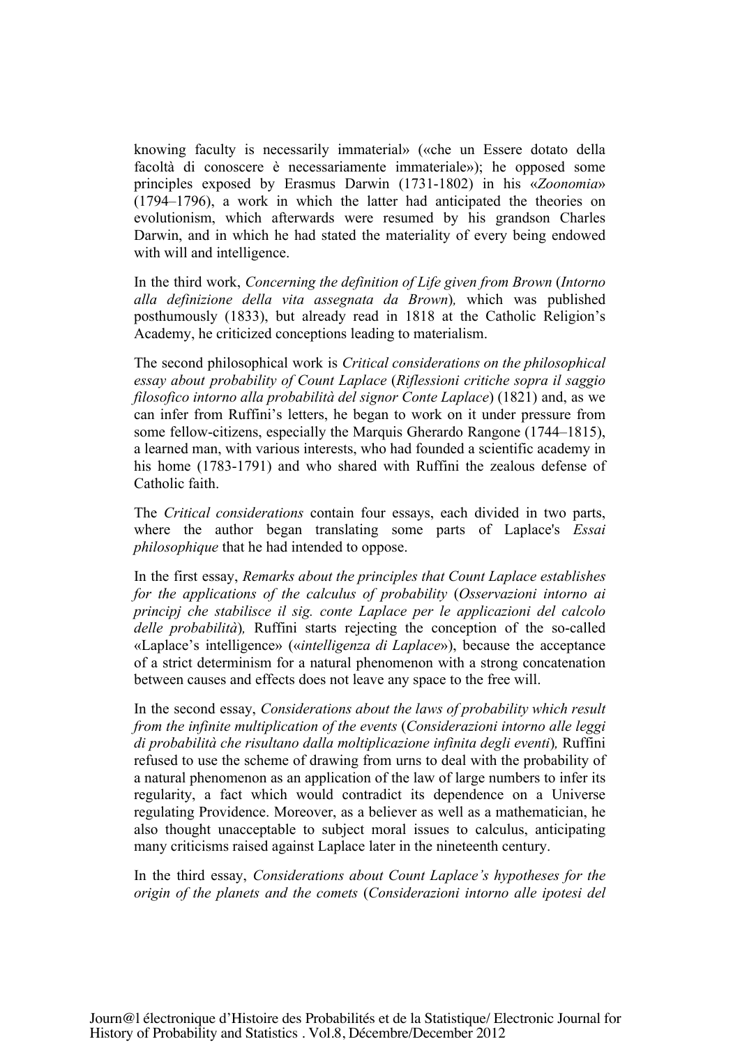knowing faculty is necessarily immaterial» («che un Essere dotato della facoltà di conoscere è necessariamente immateriale»); he opposed some principles exposed by Erasmus Darwin (1731-1802) in his «*Zoonomia*» (1794–1796), a work in which the latter had anticipated the theories on evolutionism, which afterwards were resumed by his grandson Charles Darwin, and in which he had stated the materiality of every being endowed with will and intelligence.

In the third work, *Concerning the definition of Life given from Brown* (*Intorno alla definizione della vita assegnata da Brown*)*,* which was published posthumously (1833), but already read in 1818 at the Catholic Religion's Academy, he criticized conceptions leading to materialism.

The second philosophical work is *Critical considerations on the philosophical essay about probability of Count Laplace* (*Riflessioni critiche sopra il saggio filosofico intorno alla probabilità del signor Conte Laplace*) (1821) and, as we can infer from Ruffini's letters, he began to work on it under pressure from some fellow-citizens, especially the Marquis Gherardo Rangone (1744–1815), a learned man, with various interests, who had founded a scientific academy in his home (1783-1791) and who shared with Ruffini the zealous defense of Catholic faith.

The *Critical considerations* contain four essays, each divided in two parts, where the author began translating some parts of Laplace's *Essai philosophique* that he had intended to oppose.

In the first essay, *Remarks about the principles that Count Laplace establishes for the applications of the calculus of probability* (*Osservazioni intorno ai principj che stabilisce il sig. conte Laplace per le applicazioni del calcolo delle probabilità*)*,* Ruffini starts rejecting the conception of the so-called «Laplace's intelligence» («*intelligenza di Laplace*»), because the acceptance of a strict determinism for a natural phenomenon with a strong concatenation between causes and effects does not leave any space to the free will.

In the second essay, *Considerations about the laws of probability which result from the infinite multiplication of the events* (*Considerazioni intorno alle leggi di probabilità che risultano dalla moltiplicazione infinita degli eventi*)*,* Ruffini refused to use the scheme of drawing from urns to deal with the probability of a natural phenomenon as an application of the law of large numbers to infer its regularity, a fact which would contradict its dependence on a Universe regulating Providence. Moreover, as a believer as well as a mathematician, he also thought unacceptable to subject moral issues to calculus, anticipating many criticisms raised against Laplace later in the nineteenth century.

In the third essay, *Considerations about Count Laplace's hypotheses for the origin of the planets and the comets* (*Considerazioni intorno alle ipotesi del*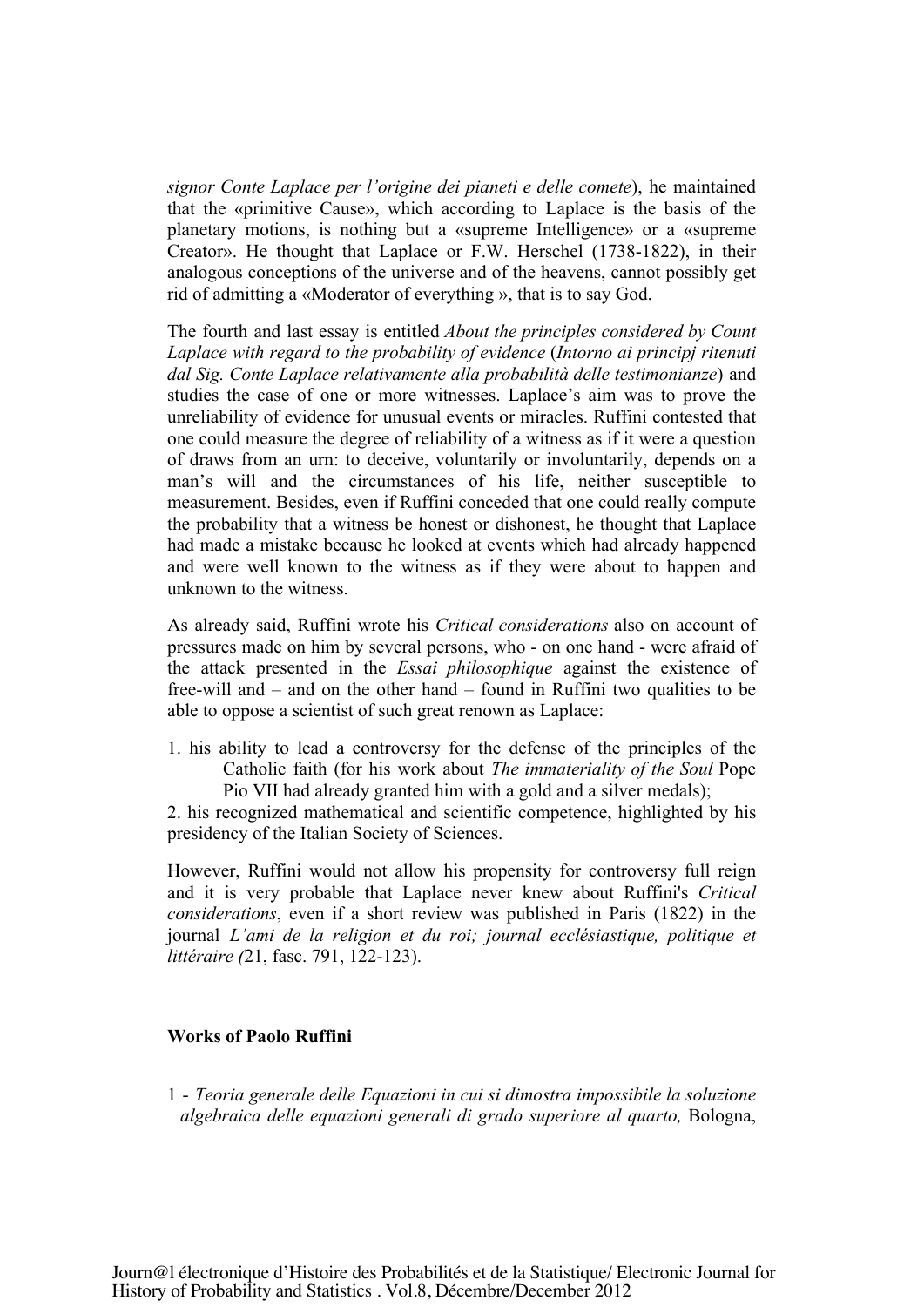*signor Conte Laplace per l'origine dei pianeti e delle comete*), he maintained that the «primitive Cause», which according to Laplace is the basis of the planetary motions, is nothing but a «supreme Intelligence» or a «supreme Creator». He thought that Laplace or F.W. Herschel (1738-1822), in their analogous conceptions of the universe and of the heavens, cannot possibly get rid of admitting a «Moderator of everything », that is to say God.

The fourth and last essay is entitled *About the principles considered by Count Laplace with regard to the probability of evidence* (*Intorno ai principj ritenuti dal Sig. Conte Laplace relativamente alla probabilità delle testimonianze*) and studies the case of one or more witnesses. Laplace's aim was to prove the unreliability of evidence for unusual events or miracles. Ruffini contested that one could measure the degree of reliability of a witness as if it were a question of draws from an urn: to deceive, voluntarily or involuntarily, depends on a man's will and the circumstances of his life, neither susceptible to measurement. Besides, even if Ruffini conceded that one could really compute the probability that a witness be honest or dishonest, he thought that Laplace had made a mistake because he looked at events which had already happened and were well known to the witness as if they were about to happen and unknown to the witness.

As already said, Ruffini wrote his *Critical considerations* also on account of pressures made on him by several persons, who - on one hand - were afraid of the attack presented in the *Essai philosophique* against the existence of free-will and – and on the other hand – found in Ruffini two qualities to be able to oppose a scientist of such great renown as Laplace:

1. his ability to lead a controversy for the defense of the principles of the Catholic faith (for his work about *The immateriality of the Soul* Pope Pio VII had already granted him with a gold and a silver medals);
2. his recognized mathematical and scientific competence, highlighted by his presidency of the Italian Society of Sciences.

However, Ruffini would not allow his propensity for controversy full reign and it is very probable that Laplace never knew about Ruffini's *Critical considerations*, even if a short review was published in Paris (1822) in the journal *L'ami de la religion et du roi; journal ecclésiastique, politique et littéraire (*21, fasc. 791, 122-123).

**Works of Paolo Ruffini**

1 - *Teoria generale delle Equazioni in cui si dimostra impossibile la soluzione algebraica delle equazioni generali di grado superiore al quarto,* Bologna,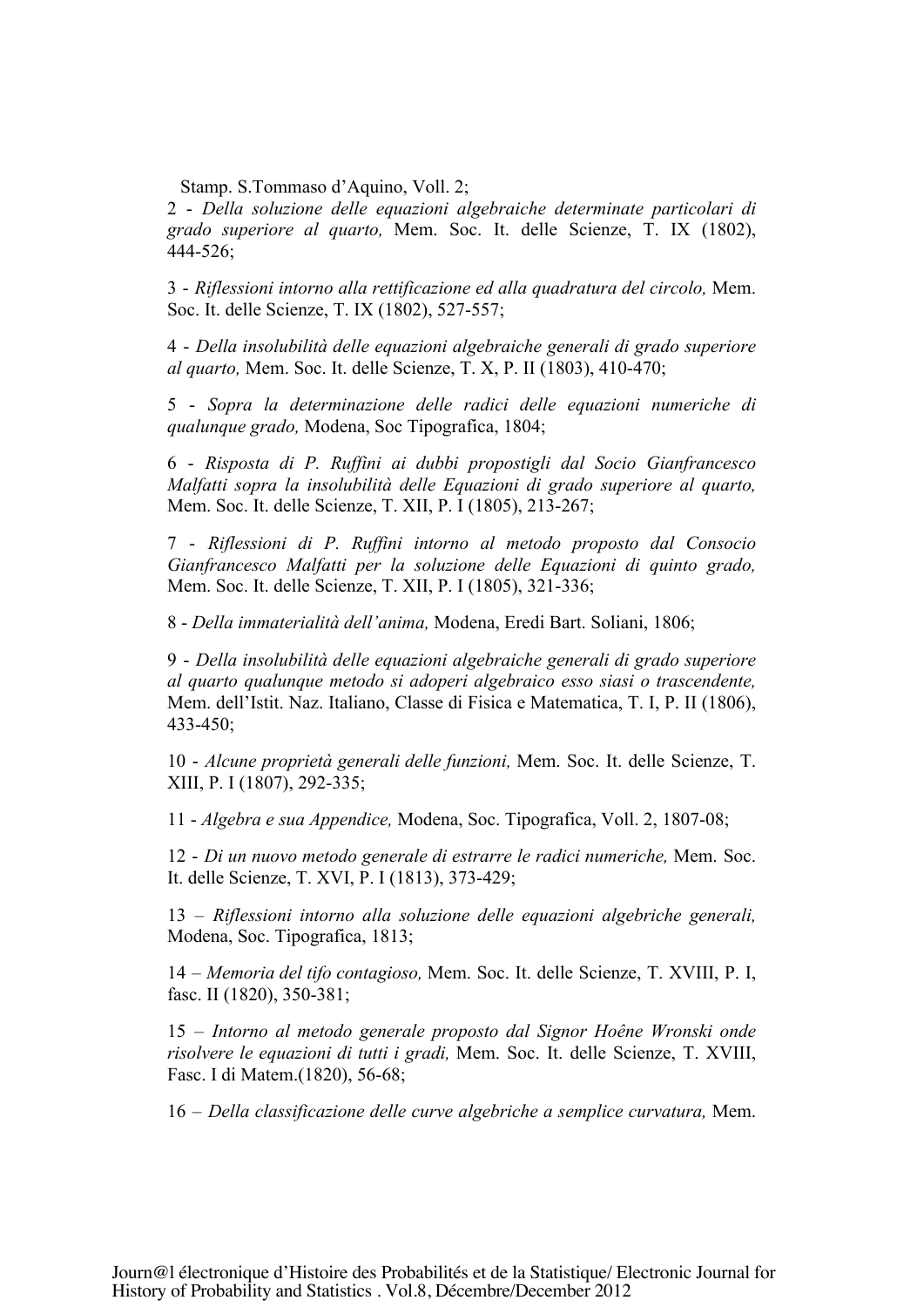Stamp. S.Tommaso d'Aquino, Voll. 2;

2 - *Della soluzione delle equazioni algebraiche determinate particolari di grado superiore al quarto,* Mem. Soc. It. delle Scienze, T. IX (1802), 444-526;

3 - *Riflessioni intorno alla rettificazione ed alla quadratura del circolo,* Mem. Soc. It. delle Scienze, T. IX (1802), 527-557;

4 - *Della insolubilità delle equazioni algebraiche generali di grado superiore al quarto,* Mem. Soc. It. delle Scienze, T. X, P. II (1803), 410-470;

5 - *Sopra la determinazione delle radici delle equazioni numeriche di qualunque grado,* Modena, Soc Tipografica, 1804;

6 - *Risposta di P. Ruffini ai dubbi propostigli dal Socio Gianfrancesco Malfatti sopra la insolubilità delle Equazioni di grado superiore al quarto,* Mem. Soc. It. delle Scienze, T. XII, P. I (1805), 213-267;

7 - *Riflessioni di P. Ruffini intorno al metodo proposto dal Consocio Gianfrancesco Malfatti per la soluzione delle Equazioni di quinto grado,* Mem. Soc. It. delle Scienze, T. XII, P. I (1805), 321-336;

8 - *Della immaterialità dell'anima,* Modena, Eredi Bart. Soliani, 1806;

9 - *Della insolubilità delle equazioni algebraiche generali di grado superiore al quarto qualunque metodo si adoperi algebraico esso siasi o trascendente,* Mem. dell'Istit. Naz. Italiano, Classe di Fisica e Matematica, T. I, P. II (1806), 433-450;

10 - *Alcune proprietà generali delle funzioni,* Mem. Soc. It. delle Scienze, T. XIII, P. I (1807), 292-335;

11 - *Algebra e sua Appendice,* Modena, Soc. Tipografica, Voll. 2, 1807-08;

12 - *Di un nuovo metodo generale di estrarre le radici numeriche,* Mem. Soc. It. delle Scienze, T. XVI, P. I (1813), 373-429;

13 – *Riflessioni intorno alla soluzione delle equazioni algebriche generali,* Modena, Soc. Tipografica, 1813;

14 – *Memoria del tifo contagioso,* Mem. Soc. It. delle Scienze, T. XVIII, P. I, fasc. II (1820), 350-381;

15 – *Intorno al metodo generale proposto dal Signor Hoêne Wronski onde risolvere le equazioni di tutti i gradi,* Mem. Soc. It. delle Scienze, T. XVIII, Fasc. I di Matem.(1820), 56-68;

16 – *Della classificazione delle curve algebriche a semplice curvatura,* Mem.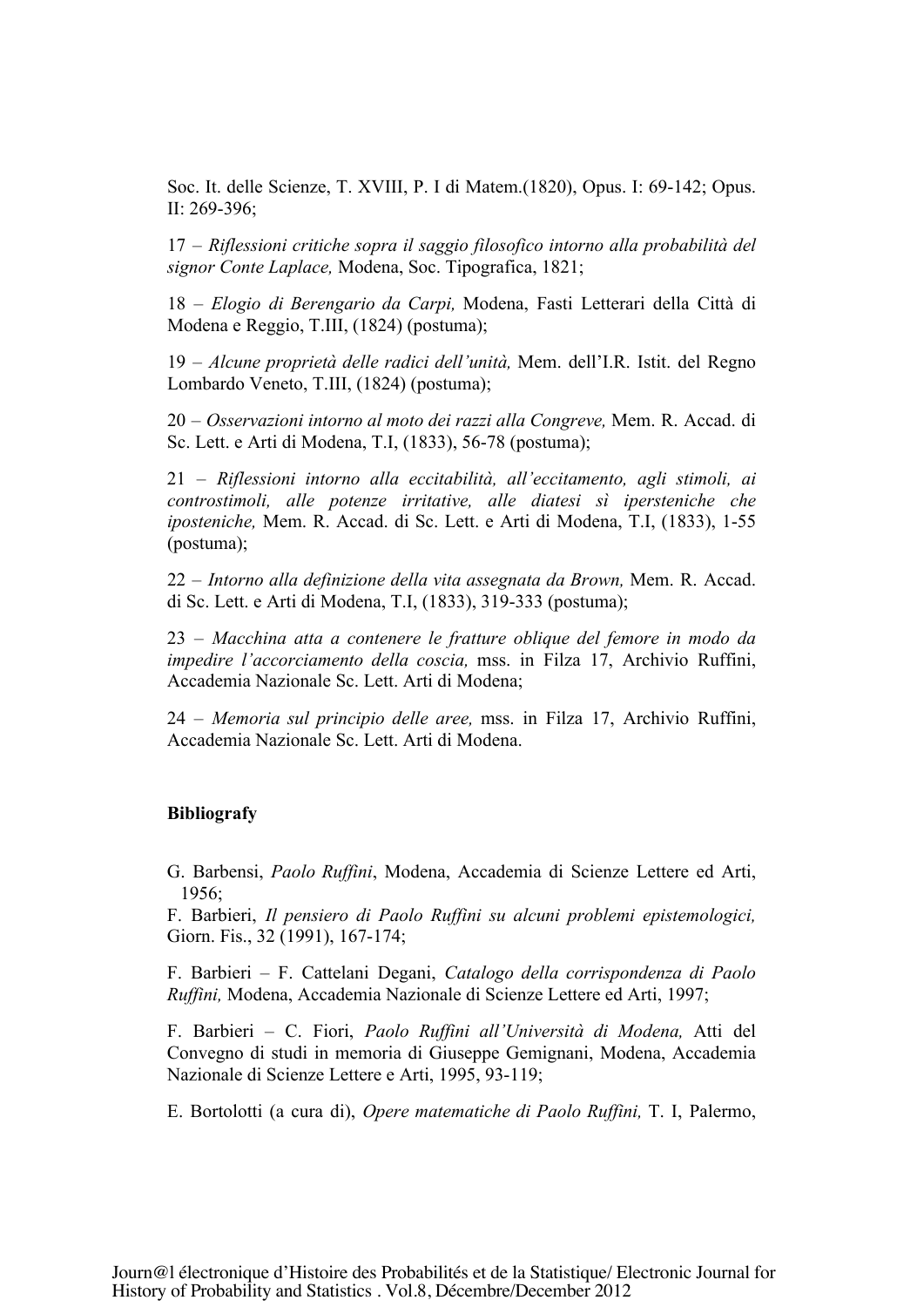Soc. It. delle Scienze, T. XVIII, P. I di Matem.(1820), Opus. I: 69-142; Opus. II: 269-396;

17 – *Riflessioni critiche sopra il saggio filosofico intorno alla probabilità del signor Conte Laplace,* Modena, Soc. Tipografica, 1821;

18 – *Elogio di Berengario da Carpi,* Modena, Fasti Letterari della Città di Modena e Reggio, T.III, (1824) (postuma);

19 – *Alcune proprietà delle radici dell'unità,* Mem. dell'I.R. Istit. del Regno Lombardo Veneto, T.III, (1824) (postuma);

20 – *Osservazioni intorno al moto dei razzi alla Congreve,* Mem. R. Accad. di Sc. Lett. e Arti di Modena, T.I, (1833), 56-78 (postuma);

21 – *Riflessioni intorno alla eccitabilità, all'eccitamento, agli stimoli, ai controstimoli, alle potenze irritative, alle diatesi sì ipersteniche che iposteniche,* Mem. R. Accad. di Sc. Lett. e Arti di Modena, T.I, (1833), 1-55 (postuma);

22 – *Intorno alla definizione della vita assegnata da Brown,* Mem. R. Accad. di Sc. Lett. e Arti di Modena, T.I, (1833), 319-333 (postuma);

23 – *Macchina atta a contenere le fratture oblique del femore in modo da impedire l'accorciamento della coscia,* mss. in Filza 17, Archivio Ruffini, Accademia Nazionale Sc. Lett. Arti di Modena;

24 – *Memoria sul principio delle aree,* mss. in Filza 17, Archivio Ruffini, Accademia Nazionale Sc. Lett. Arti di Modena.

**Bibliografy**

G. Barbensi, *Paolo Ruffini*, Modena, Accademia di Scienze Lettere ed Arti, 1956;

F. Barbieri, *Il pensiero di Paolo Ruffini su alcuni problemi epistemologici,* Giorn. Fis., 32 (1991), 167-174;

F. Barbieri – F. Cattelani Degani, *Catalogo della corrispondenza di Paolo Ruffini,* Modena, Accademia Nazionale di Scienze Lettere ed Arti, 1997;

F. Barbieri – C. Fiori, *Paolo Ruffini all'Università di Modena,* Atti del Convegno di studi in memoria di Giuseppe Gemignani, Modena, Accademia Nazionale di Scienze Lettere e Arti, 1995, 93-119;

E. Bortolotti (a cura di), *Opere matematiche di Paolo Ruffini,* T. I, Palermo,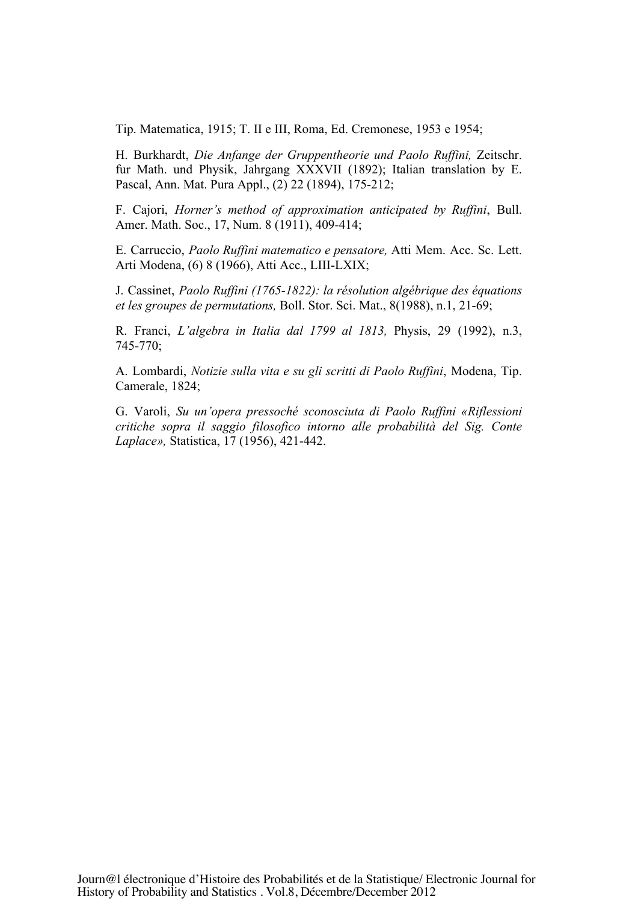Tip. Matematica, 1915; T. II e III, Roma, Ed. Cremonese, 1953 e 1954;

H. Burkhardt, *Die Anfange der Gruppentheorie und Paolo Ruffini,* Zeitschr. fur Math. und Physik, Jahrgang XXXVII (1892); Italian translation by E. Pascal, Ann. Mat. Pura Appl., (2) 22 (1894), 175-212;

F. Cajori, *Horner's method of approximation anticipated by Ruffini*, Bull. Amer. Math. Soc., 17, Num. 8 (1911), 409-414;

E. Carruccio, *Paolo Ruffini matematico e pensatore,* Atti Mem. Acc. Sc. Lett. Arti Modena, (6) 8 (1966), Atti Acc., LIII-LXIX;

J. Cassinet, *Paolo Ruffini (1765-1822): la résolution algébrique des équations et les groupes de permutations,* Boll. Stor. Sci. Mat., 8(1988), n.1, 21-69;

R. Franci, *L'algebra in Italia dal 1799 al 1813,* Physis, 29 (1992), n.3, 745-770;

A. Lombardi, *Notizie sulla vita e su gli scritti di Paolo Ruffini*, Modena, Tip. Camerale, 1824;

G. Varoli, *Su un'opera pressoché sconosciuta di Paolo Ruffini «Riflessioni critiche sopra il saggio filosofico intorno alle probabilità del Sig. Conte Laplace»,* Statistica, 17 (1956), 421-442.